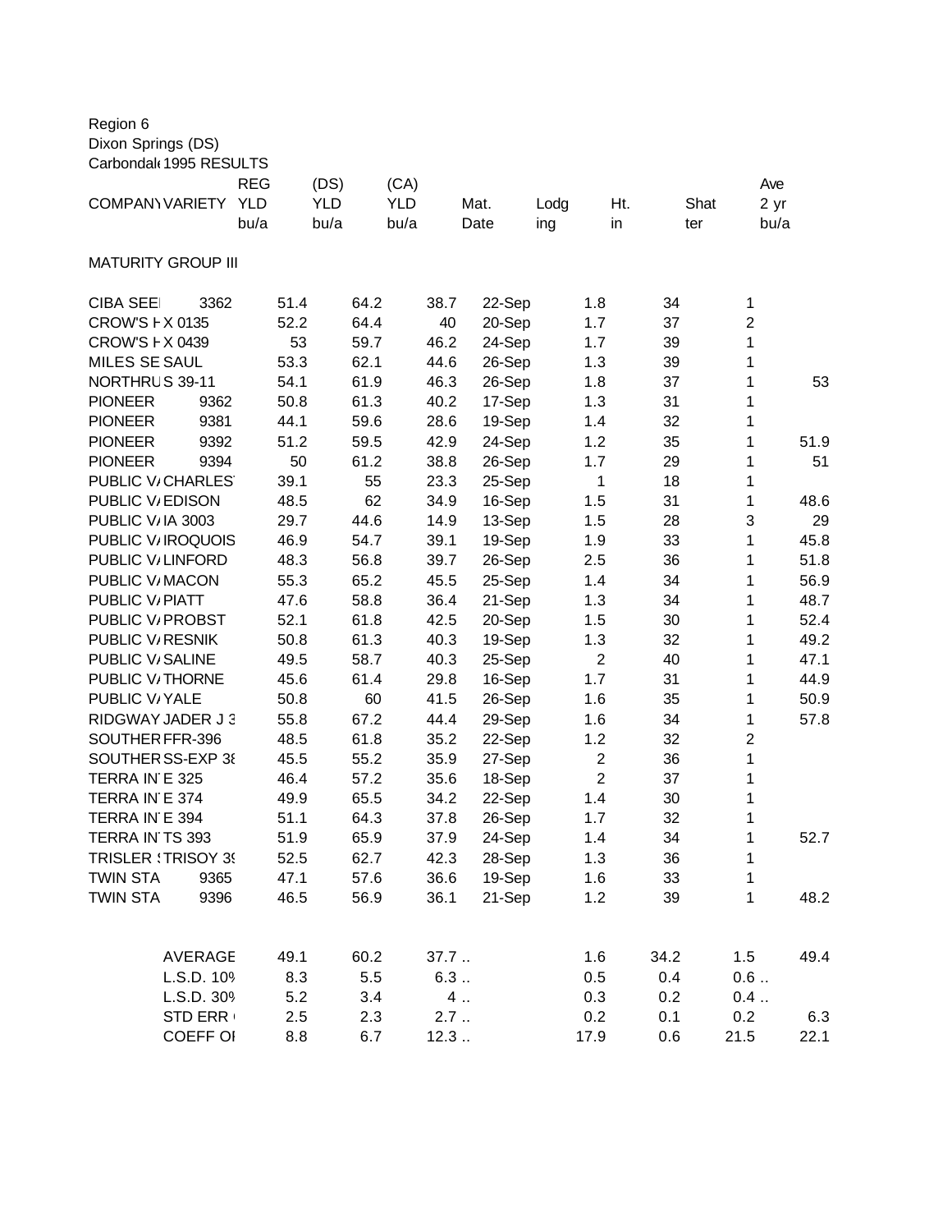Region 6
Dixon Springs (DS)
Carbondal( 1995 RESULTS

| COMPANY | VARIETY | REG YLD bu/a | (DS) YLD bu/a | (CA) YLD bu/a | Mat. Date | Lodg ing | Ht. in | Shat ter | Ave 2 yr bu/a |
|---|---|---|---|---|---|---|---|---|---|
| MATURITY GROUP III | | | | | | | | | |
| CIBA SEE | 3362 | 51.4 | 64.2 | 38.7 | 22-Sep | 1.8 | 34 | 1 | |
| CROW'S H | X 0135 | 52.2 | 64.4 | 40 | 20-Sep | 1.7 | 37 | 2 | |
| CROW'S H | X 0439 | 53 | 59.7 | 46.2 | 24-Sep | 1.7 | 39 | 1 | |
| MILES SE | SAUL | 53.3 | 62.1 | 44.6 | 26-Sep | 1.3 | 39 | 1 | |
| NORTHRU | S 39-11 | 54.1 | 61.9 | 46.3 | 26-Sep | 1.8 | 37 | 1 | 53 |
| PIONEER | 9362 | 50.8 | 61.3 | 40.2 | 17-Sep | 1.3 | 31 | 1 | |
| PIONEER | 9381 | 44.1 | 59.6 | 28.6 | 19-Sep | 1.4 | 32 | 1 | |
| PIONEER | 9392 | 51.2 | 59.5 | 42.9 | 24-Sep | 1.2 | 35 | 1 | 51.9 |
| PIONEER | 9394 | 50 | 61.2 | 38.8 | 26-Sep | 1.7 | 29 | 1 | 51 |
| PUBLIC V/ | CHARLES | 39.1 | 55 | 23.3 | 25-Sep | 1 | 18 | 1 | |
| PUBLIC V/ | EDISON | 48.5 | 62 | 34.9 | 16-Sep | 1.5 | 31 | 1 | 48.6 |
| PUBLIC V/ | IA 3003 | 29.7 | 44.6 | 14.9 | 13-Sep | 1.5 | 28 | 3 | 29 |
| PUBLIC V/ | IROQUOIS | 46.9 | 54.7 | 39.1 | 19-Sep | 1.9 | 33 | 1 | 45.8 |
| PUBLIC V/ | LINFORD | 48.3 | 56.8 | 39.7 | 26-Sep | 2.5 | 36 | 1 | 51.8 |
| PUBLIC V/ | MACON | 55.3 | 65.2 | 45.5 | 25-Sep | 1.4 | 34 | 1 | 56.9 |
| PUBLIC V/ | PIATT | 47.6 | 58.8 | 36.4 | 21-Sep | 1.3 | 34 | 1 | 48.7 |
| PUBLIC V/ | PROBST | 52.1 | 61.8 | 42.5 | 20-Sep | 1.5 | 30 | 1 | 52.4 |
| PUBLIC V/ | RESNIK | 50.8 | 61.3 | 40.3 | 19-Sep | 1.3 | 32 | 1 | 49.2 |
| PUBLIC V/ | SALINE | 49.5 | 58.7 | 40.3 | 25-Sep | 2 | 40 | 1 | 47.1 |
| PUBLIC V/ | THORNE | 45.6 | 61.4 | 29.8 | 16-Sep | 1.7 | 31 | 1 | 44.9 |
| PUBLIC V/ | YALE | 50.8 | 60 | 41.5 | 26-Sep | 1.6 | 35 | 1 | 50.9 |
| RIDGWAY | JADER J 3 | 55.8 | 67.2 | 44.4 | 29-Sep | 1.6 | 34 | 1 | 57.8 |
| SOUTHER | FFR-396 | 48.5 | 61.8 | 35.2 | 22-Sep | 1.2 | 32 | 2 | |
| SOUTHER | SS-EXP 38 | 45.5 | 55.2 | 35.9 | 27-Sep | 2 | 36 | 1 | |
| TERRA IN | E 325 | 46.4 | 57.2 | 35.6 | 18-Sep | 2 | 37 | 1 | |
| TERRA IN | E 374 | 49.9 | 65.5 | 34.2 | 22-Sep | 1.4 | 30 | 1 | |
| TERRA IN | E 394 | 51.1 | 64.3 | 37.8 | 26-Sep | 1.7 | 32 | 1 | |
| TERRA IN | TS 393 | 51.9 | 65.9 | 37.9 | 24-Sep | 1.4 | 34 | 1 | 52.7 |
| TRISLER | TRISOY 39 | 52.5 | 62.7 | 42.3 | 28-Sep | 1.3 | 36 | 1 | |
| TWIN STA | 9365 | 47.1 | 57.6 | 36.6 | 19-Sep | 1.6 | 33 | 1 | |
| TWIN STA | 9396 | 46.5 | 56.9 | 36.1 | 21-Sep | 1.2 | 39 | 1 | 48.2 |
| | AVERAGE | 49.1 | 60.2 | 37.7 .. | | 1.6 | 34.2 | 1.5 | 49.4 |
| | L.S.D. 10% | 8.3 | 5.5 | 6.3 .. | | 0.5 | 0.4 | 0.6 .. | |
| | L.S.D. 30% | 5.2 | 3.4 | 4 .. | | 0.3 | 0.2 | 0.4 .. | |
| | STD ERR | 2.5 | 2.3 | 2.7 .. | | 0.2 | 0.1 | 0.2 | 6.3 |
| | COEFF OF | 8.8 | 6.7 | 12.3 .. | | 17.9 | 0.6 | 21.5 | 22.1 |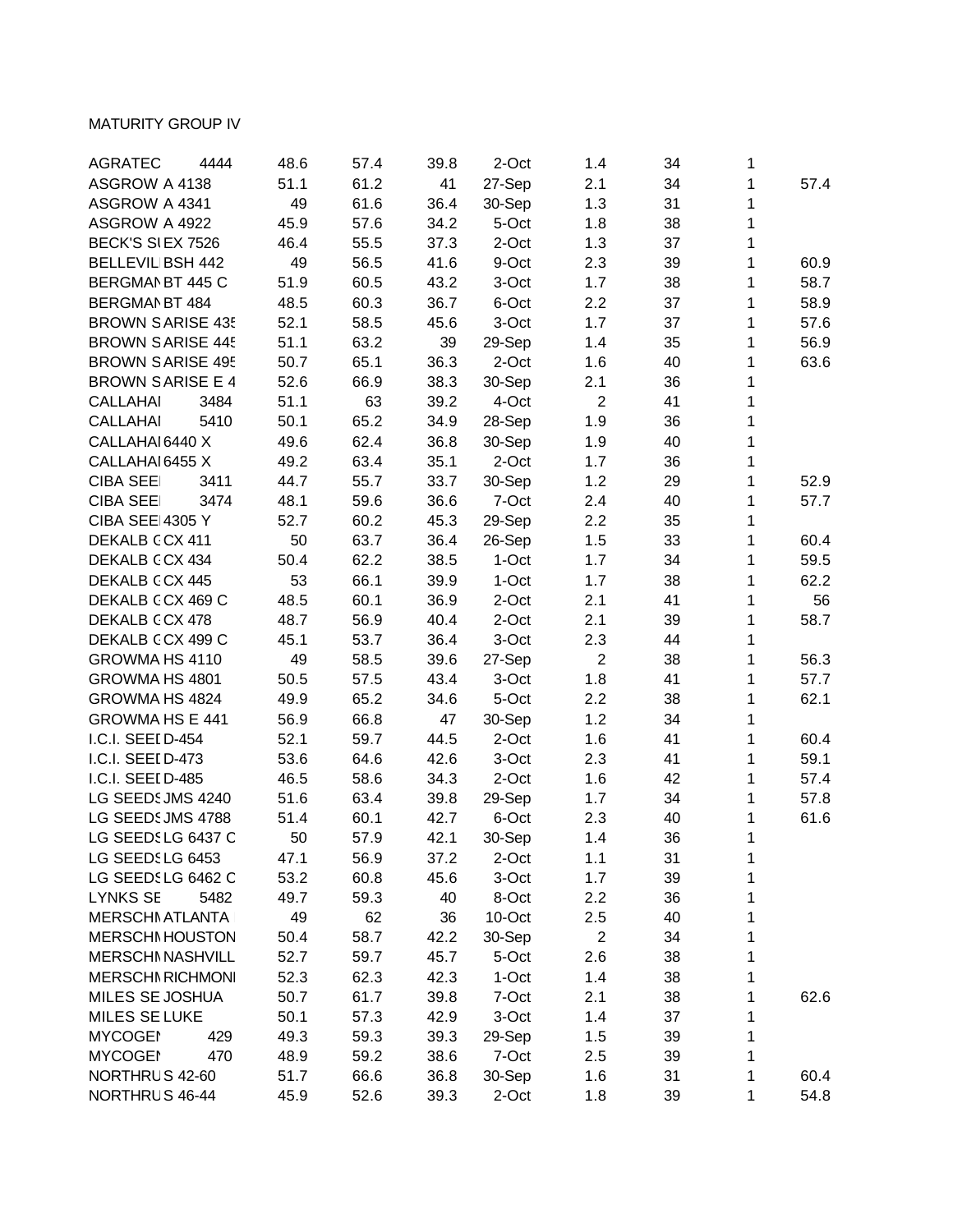MATURITY GROUP IV

| | | | | | | | | | |
|---|---|---|---|---|---|---|---|---|---|
| AGRATEC | 4444 | 48.6 | 57.4 | 39.8 | 2-Oct | 1.4 | 34 | 1 | |
| ASGROW | A 4138 | 51.1 | 61.2 | 41 | 27-Sep | 2.1 | 34 | 1 | 57.4 |
| ASGROW | A 4341 | 49 | 61.6 | 36.4 | 30-Sep | 1.3 | 31 | 1 | |
| ASGROW | A 4922 | 45.9 | 57.6 | 34.2 | 5-Oct | 1.8 | 38 | 1 | |
| BECK'S SI | EX 7526 | 46.4 | 55.5 | 37.3 | 2-Oct | 1.3 | 37 | 1 | |
| BELLEVIL | BSH 442 | 49 | 56.5 | 41.6 | 9-Oct | 2.3 | 39 | 1 | 60.9 |
| BERGMAN | BT 445 C | 51.9 | 60.5 | 43.2 | 3-Oct | 1.7 | 38 | 1 | 58.7 |
| BERGMAN | BT 484 | 48.5 | 60.3 | 36.7 | 6-Oct | 2.2 | 37 | 1 | 58.9 |
| BROWN S | ARISE 435 | 52.1 | 58.5 | 45.6 | 3-Oct | 1.7 | 37 | 1 | 57.6 |
| BROWN S | ARISE 445 | 51.1 | 63.2 | 39 | 29-Sep | 1.4 | 35 | 1 | 56.9 |
| BROWN S | ARISE 495 | 50.7 | 65.1 | 36.3 | 2-Oct | 1.6 | 40 | 1 | 63.6 |
| BROWN S | ARISE E 4 | 52.6 | 66.9 | 38.3 | 30-Sep | 2.1 | 36 | 1 | |
| CALLAHAI | 3484 | 51.1 | 63 | 39.2 | 4-Oct | 2 | 41 | 1 | |
| CALLAHAI | 5410 | 50.1 | 65.2 | 34.9 | 28-Sep | 1.9 | 36 | 1 | |
| CALLAHAI | 6440 X | 49.6 | 62.4 | 36.8 | 30-Sep | 1.9 | 40 | 1 | |
| CALLAHAI | 6455 X | 49.2 | 63.4 | 35.1 | 2-Oct | 1.7 | 36 | 1 | |
| CIBA SEE | 3411 | 44.7 | 55.7 | 33.7 | 30-Sep | 1.2 | 29 | 1 | 52.9 |
| CIBA SEE | 3474 | 48.1 | 59.6 | 36.6 | 7-Oct | 2.4 | 40 | 1 | 57.7 |
| CIBA SEE | 4305 Y | 52.7 | 60.2 | 45.3 | 29-Sep | 2.2 | 35 | 1 | |
| DEKALB ( | CX 411 | 50 | 63.7 | 36.4 | 26-Sep | 1.5 | 33 | 1 | 60.4 |
| DEKALB ( | CX 434 | 50.4 | 62.2 | 38.5 | 1-Oct | 1.7 | 34 | 1 | 59.5 |
| DEKALB ( | CX 445 | 53 | 66.1 | 39.9 | 1-Oct | 1.7 | 38 | 1 | 62.2 |
| DEKALB ( | CX 469 C | 48.5 | 60.1 | 36.9 | 2-Oct | 2.1 | 41 | 1 | 56 |
| DEKALB ( | CX 478 | 48.7 | 56.9 | 40.4 | 2-Oct | 2.1 | 39 | 1 | 58.7 |
| DEKALB ( | CX 499 C | 45.1 | 53.7 | 36.4 | 3-Oct | 2.3 | 44 | 1 | |
| GROWMA | HS 4110 | 49 | 58.5 | 39.6 | 27-Sep | 2 | 38 | 1 | 56.3 |
| GROWMA | HS 4801 | 50.5 | 57.5 | 43.4 | 3-Oct | 1.8 | 41 | 1 | 57.7 |
| GROWMA | HS 4824 | 49.9 | 65.2 | 34.6 | 5-Oct | 2.2 | 38 | 1 | 62.1 |
| GROWMA | HS E 441 | 56.9 | 66.8 | 47 | 30-Sep | 1.2 | 34 | 1 | |
| I.C.I. SEEI | D-454 | 52.1 | 59.7 | 44.5 | 2-Oct | 1.6 | 41 | 1 | 60.4 |
| I.C.I. SEEI | D-473 | 53.6 | 64.6 | 42.6 | 3-Oct | 2.3 | 41 | 1 | 59.1 |
| I.C.I. SEEI | D-485 | 46.5 | 58.6 | 34.3 | 2-Oct | 1.6 | 42 | 1 | 57.4 |
| LG SEEDS | JMS 4240 | 51.6 | 63.4 | 39.8 | 29-Sep | 1.7 | 34 | 1 | 57.8 |
| LG SEEDS | JMS 4788 | 51.4 | 60.1 | 42.7 | 6-Oct | 2.3 | 40 | 1 | 61.6 |
| LG SEEDS | LG 6437 C | 50 | 57.9 | 42.1 | 30-Sep | 1.4 | 36 | 1 | |
| LG SEEDS | LG 6453 | 47.1 | 56.9 | 37.2 | 2-Oct | 1.1 | 31 | 1 | |
| LG SEEDS | LG 6462 C | 53.2 | 60.8 | 45.6 | 3-Oct | 1.7 | 39 | 1 | |
| LYNKS SE | 5482 | 49.7 | 59.3 | 40 | 8-Oct | 2.2 | 36 | 1 | |
| MERSCHN | ATLANTA | 49 | 62 | 36 | 10-Oct | 2.5 | 40 | 1 | |
| MERSCHN | HOUSTON | 50.4 | 58.7 | 42.2 | 30-Sep | 2 | 34 | 1 | |
| MERSCHN | NASHVILL | 52.7 | 59.7 | 45.7 | 5-Oct | 2.6 | 38 | 1 | |
| MERSCHN | RICHMONI | 52.3 | 62.3 | 42.3 | 1-Oct | 1.4 | 38 | 1 | |
| MILES SE | JOSHUA | 50.7 | 61.7 | 39.8 | 7-Oct | 2.1 | 38 | 1 | 62.6 |
| MILES SE | LUKE | 50.1 | 57.3 | 42.9 | 3-Oct | 1.4 | 37 | 1 | |
| MYCOGEN | 429 | 49.3 | 59.3 | 39.3 | 29-Sep | 1.5 | 39 | 1 | |
| MYCOGEN | 470 | 48.9 | 59.2 | 38.6 | 7-Oct | 2.5 | 39 | 1 | |
| NORTHRU | S 42-60 | 51.7 | 66.6 | 36.8 | 30-Sep | 1.6 | 31 | 1 | 60.4 |
| NORTHRU | S 46-44 | 45.9 | 52.6 | 39.3 | 2-Oct | 1.8 | 39 | 1 | 54.8 |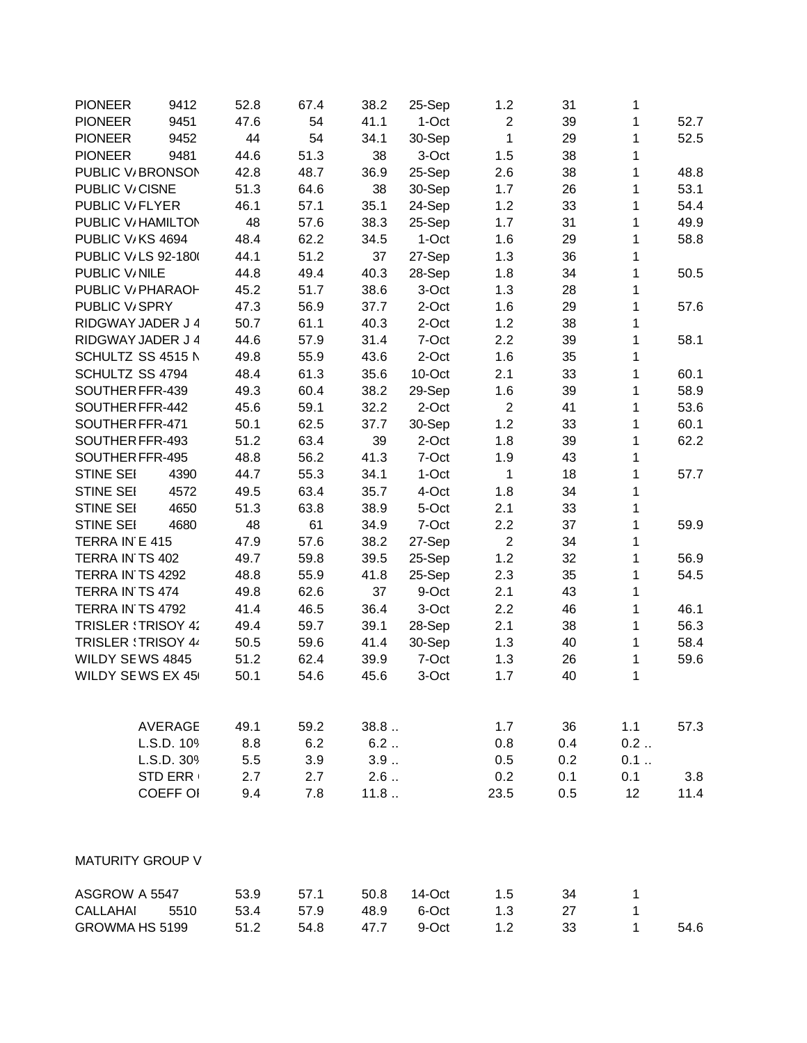| | | | | | | | | | |
|---|---|---|---|---|---|---|---|---|---|
| PIONEER | 9412 | 52.8 | 67.4 | 38.2 | 25-Sep | 1.2 | 31 | 1 | |
| PIONEER | 9451 | 47.6 | 54 | 41.1 | 1-Oct | 2 | 39 | 1 | 52.7 |
| PIONEER | 9452 | 44 | 54 | 34.1 | 30-Sep | 1 | 29 | 1 | 52.5 |
| PIONEER | 9481 | 44.6 | 51.3 | 38 | 3-Oct | 1.5 | 38 | 1 | |
| PUBLIC V/ | BRONSON | 42.8 | 48.7 | 36.9 | 25-Sep | 2.6 | 38 | 1 | 48.8 |
| PUBLIC V/ | CISNE | 51.3 | 64.6 | 38 | 30-Sep | 1.7 | 26 | 1 | 53.1 |
| PUBLIC V/ | FLYER | 46.1 | 57.1 | 35.1 | 24-Sep | 1.2 | 33 | 1 | 54.4 |
| PUBLIC V/ | HAMILTON | 48 | 57.6 | 38.3 | 25-Sep | 1.7 | 31 | 1 | 49.9 |
| PUBLIC V/ | KS 4694 | 48.4 | 62.2 | 34.5 | 1-Oct | 1.6 | 29 | 1 | 58.8 |
| PUBLIC V/ | LS 92-180( | 44.1 | 51.2 | 37 | 27-Sep | 1.3 | 36 | 1 | |
| PUBLIC V/ | NILE | 44.8 | 49.4 | 40.3 | 28-Sep | 1.8 | 34 | 1 | 50.5 |
| PUBLIC V/ | PHARAOH | 45.2 | 51.7 | 38.6 | 3-Oct | 1.3 | 28 | 1 | |
| PUBLIC V/ | SPRY | 47.3 | 56.9 | 37.7 | 2-Oct | 1.6 | 29 | 1 | 57.6 |
| RIDGWAY | JADER J 4 | 50.7 | 61.1 | 40.3 | 2-Oct | 1.2 | 38 | 1 | |
| RIDGWAY | JADER J 4 | 44.6 | 57.9 | 31.4 | 7-Oct | 2.2 | 39 | 1 | 58.1 |
| SCHULTZ | SS 4515 N | 49.8 | 55.9 | 43.6 | 2-Oct | 1.6 | 35 | 1 | |
| SCHULTZ | SS 4794 | 48.4 | 61.3 | 35.6 | 10-Oct | 2.1 | 33 | 1 | 60.1 |
| SOUTHER | FFR-439 | 49.3 | 60.4 | 38.2 | 29-Sep | 1.6 | 39 | 1 | 58.9 |
| SOUTHER | FFR-442 | 45.6 | 59.1 | 32.2 | 2-Oct | 2 | 41 | 1 | 53.6 |
| SOUTHER | FFR-471 | 50.1 | 62.5 | 37.7 | 30-Sep | 1.2 | 33 | 1 | 60.1 |
| SOUTHER | FFR-493 | 51.2 | 63.4 | 39 | 2-Oct | 1.8 | 39 | 1 | 62.2 |
| SOUTHER | FFR-495 | 48.8 | 56.2 | 41.3 | 7-Oct | 1.9 | 43 | 1 | |
| STINE SEI | 4390 | 44.7 | 55.3 | 34.1 | 1-Oct | 1 | 18 | 1 | 57.7 |
| STINE SEI | 4572 | 49.5 | 63.4 | 35.7 | 4-Oct | 1.8 | 34 | 1 | |
| STINE SEI | 4650 | 51.3 | 63.8 | 38.9 | 5-Oct | 2.1 | 33 | 1 | |
| STINE SEI | 4680 | 48 | 61 | 34.9 | 7-Oct | 2.2 | 37 | 1 | 59.9 |
| TERRA IN | E 415 | 47.9 | 57.6 | 38.2 | 27-Sep | 2 | 34 | 1 | |
| TERRA IN | TS 402 | 49.7 | 59.8 | 39.5 | 25-Sep | 1.2 | 32 | 1 | 56.9 |
| TERRA IN | TS 4292 | 48.8 | 55.9 | 41.8 | 25-Sep | 2.3 | 35 | 1 | 54.5 |
| TERRA IN | TS 474 | 49.8 | 62.6 | 37 | 9-Oct | 2.1 | 43 | 1 | |
| TERRA IN | TS 4792 | 41.4 | 46.5 | 36.4 | 3-Oct | 2.2 | 46 | 1 | 46.1 |
| TRISLER S | TRISOY 42 | 49.4 | 59.7 | 39.1 | 28-Sep | 2.1 | 38 | 1 | 56.3 |
| TRISLER S | TRISOY 44 | 50.5 | 59.6 | 41.4 | 30-Sep | 1.3 | 40 | 1 | 58.4 |
| WILDY SE | WS 4845 | 51.2 | 62.4 | 39.9 | 7-Oct | 1.3 | 26 | 1 | 59.6 |
| WILDY SE | WS EX 45 | 50.1 | 54.6 | 45.6 | 3-Oct | 1.7 | 40 | 1 | |
| | AVERAGE | 49.1 | 59.2 | 38.8 .. | | 1.7 | 36 | 1.1 | 57.3 |
| | L.S.D. 10% | 8.8 | 6.2 | 6.2 .. | | 0.8 | 0.4 | 0.2 .. | |
| | L.S.D. 30% | 5.5 | 3.9 | 3.9 .. | | 0.5 | 0.2 | 0.1 .. | |
| | STD ERR | 2.7 | 2.7 | 2.6 .. | | 0.2 | 0.1 | 0.1 | 3.8 |
| | COEFF OF | 9.4 | 7.8 | 11.8 .. | | 23.5 | 0.5 | 12 | 11.4 |

MATURITY GROUP V

| | | | | | | | | | |
|---|---|---|---|---|---|---|---|---|---|
| ASGROW | A 5547 | 53.9 | 57.1 | 50.8 | 14-Oct | 1.5 | 34 | 1 | |
| CALLAHAI | 5510 | 53.4 | 57.9 | 48.9 | 6-Oct | 1.3 | 27 | 1 | |
| GROWMA | HS 5199 | 51.2 | 54.8 | 47.7 | 9-Oct | 1.2 | 33 | 1 | 54.6 |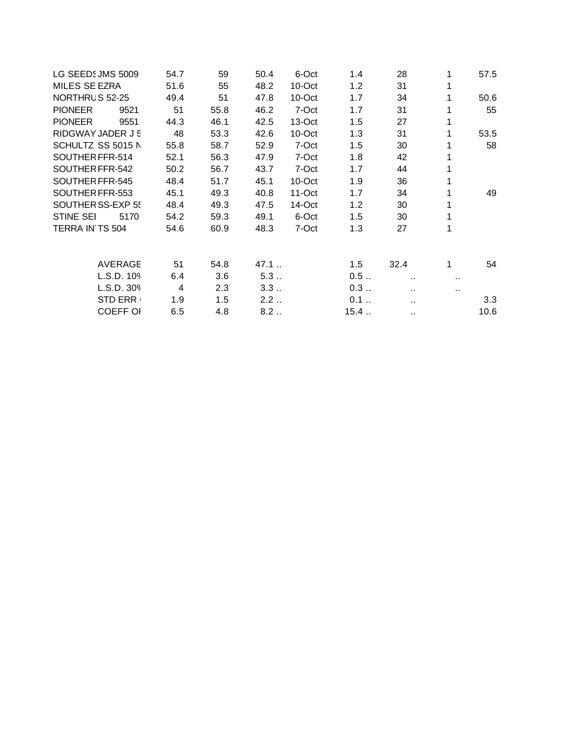| | | | | | | | | | |
|---|---|---|---|---|---|---|---|---|---|
| LG SEEDS | JMS 5009 | 54.7 | 59 | 50.4 | 6-Oct | 1.4 | 28 | 1 | 57.5 |
| MILES SE | EZRA | 51.6 | 55 | 48.2 | 10-Oct | 1.2 | 31 | 1 | |
| NORTHRU | S 52-25 | 49.4 | 51 | 47.8 | 10-Oct | 1.7 | 34 | 1 | 50.6 |
| PIONEER | 9521 | 51 | 55.8 | 46.2 | 7-Oct | 1.7 | 31 | 1 | 55 |
| PIONEER | 9551 | 44.3 | 46.1 | 42.5 | 13-Oct | 1.5 | 27 | 1 | |
| RIDGWAY | JADER J 5 | 48 | 53.3 | 42.6 | 10-Oct | 1.3 | 31 | 1 | 53.5 |
| SCHULTZ | SS 5015 N | 55.8 | 58.7 | 52.9 | 7-Oct | 1.5 | 30 | 1 | 58 |
| SOUTHER | FFR-514 | 52.1 | 56.3 | 47.9 | 7-Oct | 1.8 | 42 | 1 | |
| SOUTHER | FFR-542 | 50.2 | 56.7 | 43.7 | 7-Oct | 1.7 | 44 | 1 | |
| SOUTHER | FFR-545 | 48.4 | 51.7 | 45.1 | 10-Oct | 1.9 | 36 | 1 | |
| SOUTHER | FFR-553 | 45.1 | 49.3 | 40.8 | 11-Oct | 1.7 | 34 | 1 | 49 |
| SOUTHER | SS-EXP 55 | 48.4 | 49.3 | 47.5 | 14-Oct | 1.2 | 30 | 1 | |
| STINE SEI | 5170 | 54.2 | 59.3 | 49.1 | 6-Oct | 1.5 | 30 | 1 | |
| TERRA IN | TS 504 | 54.6 | 60.9 | 48.3 | 7-Oct | 1.3 | 27 | 1 | |
| | | | | | | | | | |
| | AVERAGE | 51 | 54.8 | 47.1 .. | | 1.5 | 32.4 | 1 | 54 |
| | L.S.D. 10% | 6.4 | 3.6 | 5.3 .. | | 0.5 .. | .. | .. | |
| | L.S.D. 30% | 4 | 2.3 | 3.3 .. | | 0.3 .. | .. | .. | |
| | STD ERR | 1.9 | 1.5 | 2.2 .. | | 0.1 .. | .. | | 3.3 |
| | COEFF OF | 6.5 | 4.8 | 8.2 .. | | 15.4 .. | .. | | 10.6 |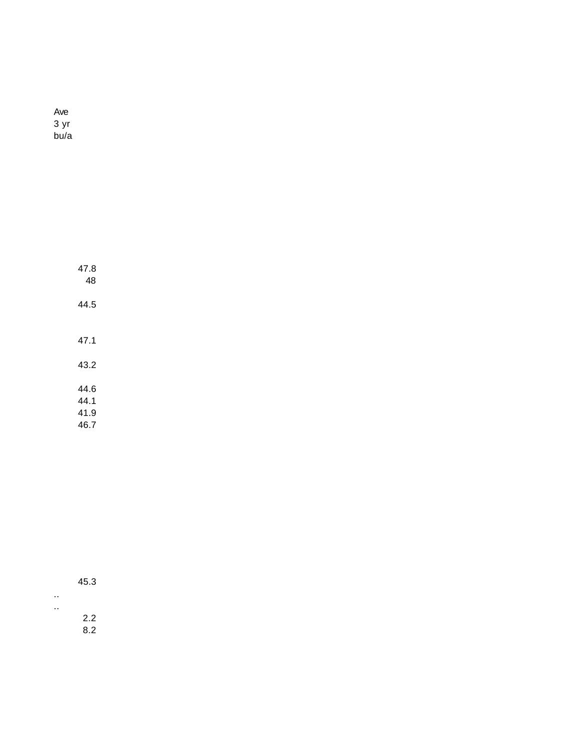| Ave 3 yr bu/a |
|---|
| |
| 47.8 |
| 48 |
| |
| 44.5 |
| |
| |
| 47.1 |
| |
| 43.2 |
| |
| 44.6 |
| 44.1 |
| 41.9 |
| 46.7 |
| |
| 45.3 |
| .. |
| .. |
| 2.2 |
| 8.2 |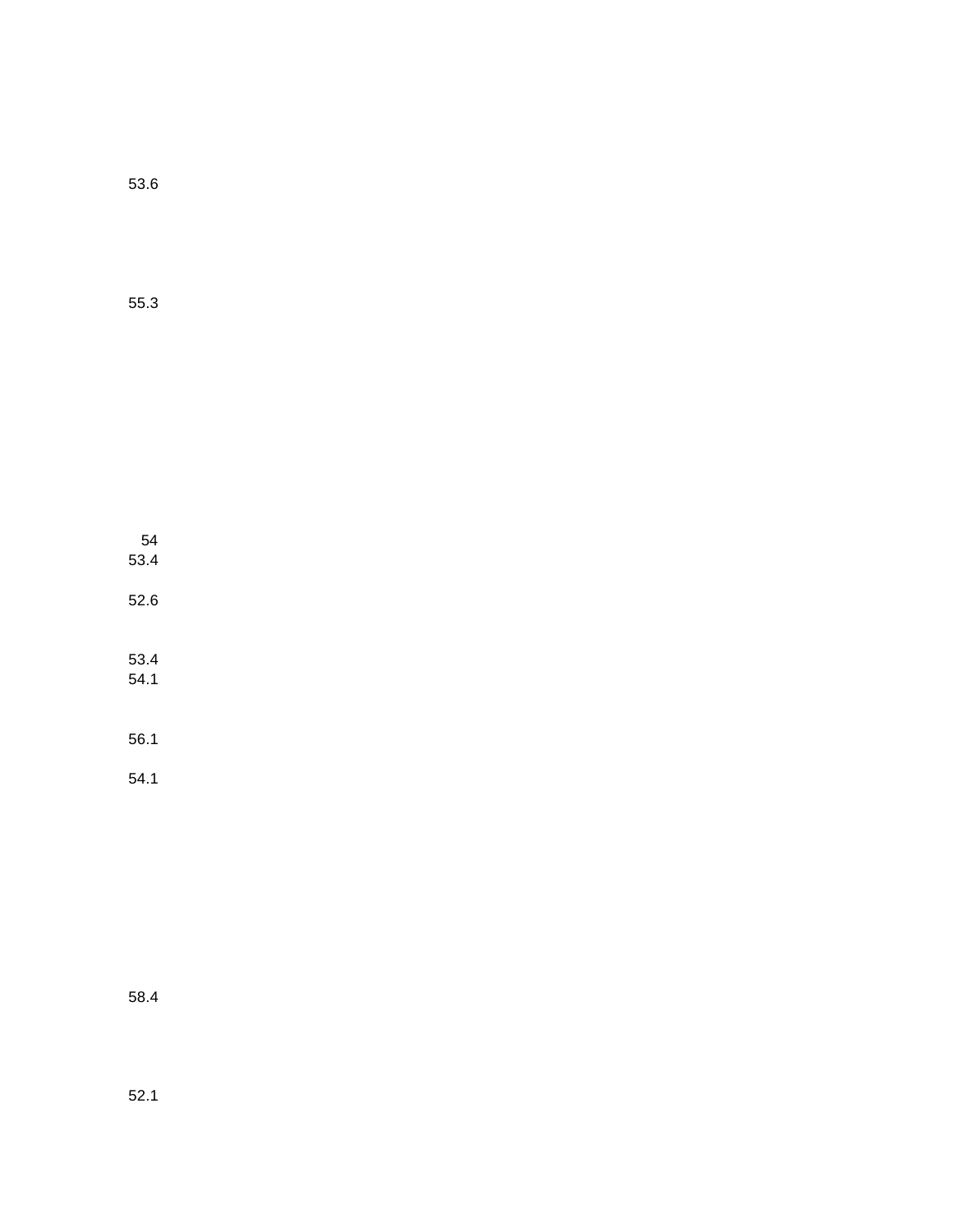53.6

55.3

54

53.4

52.6

53.4

54.1

56.1

54.1

58.4

52.1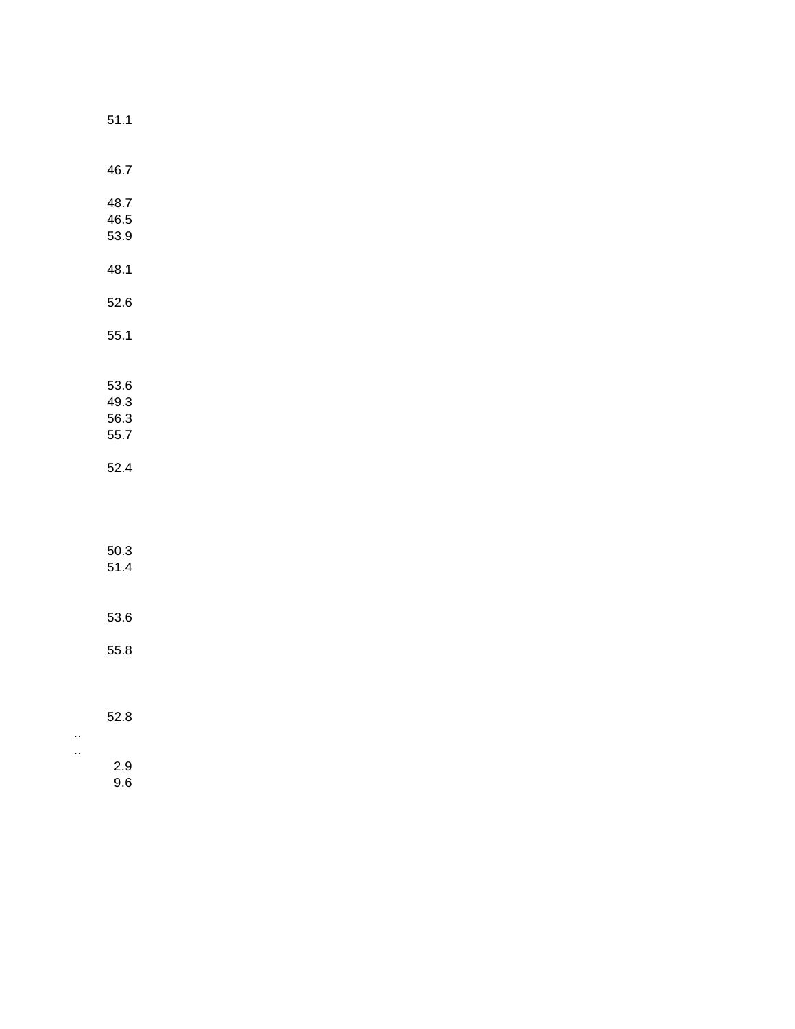51.1

46.7

48.7
46.5
53.9

48.1

52.6

55.1

53.6
49.3
56.3
55.7

52.4

50.3
51.4

53.6

55.8

52.8
..
..
2.9
9.6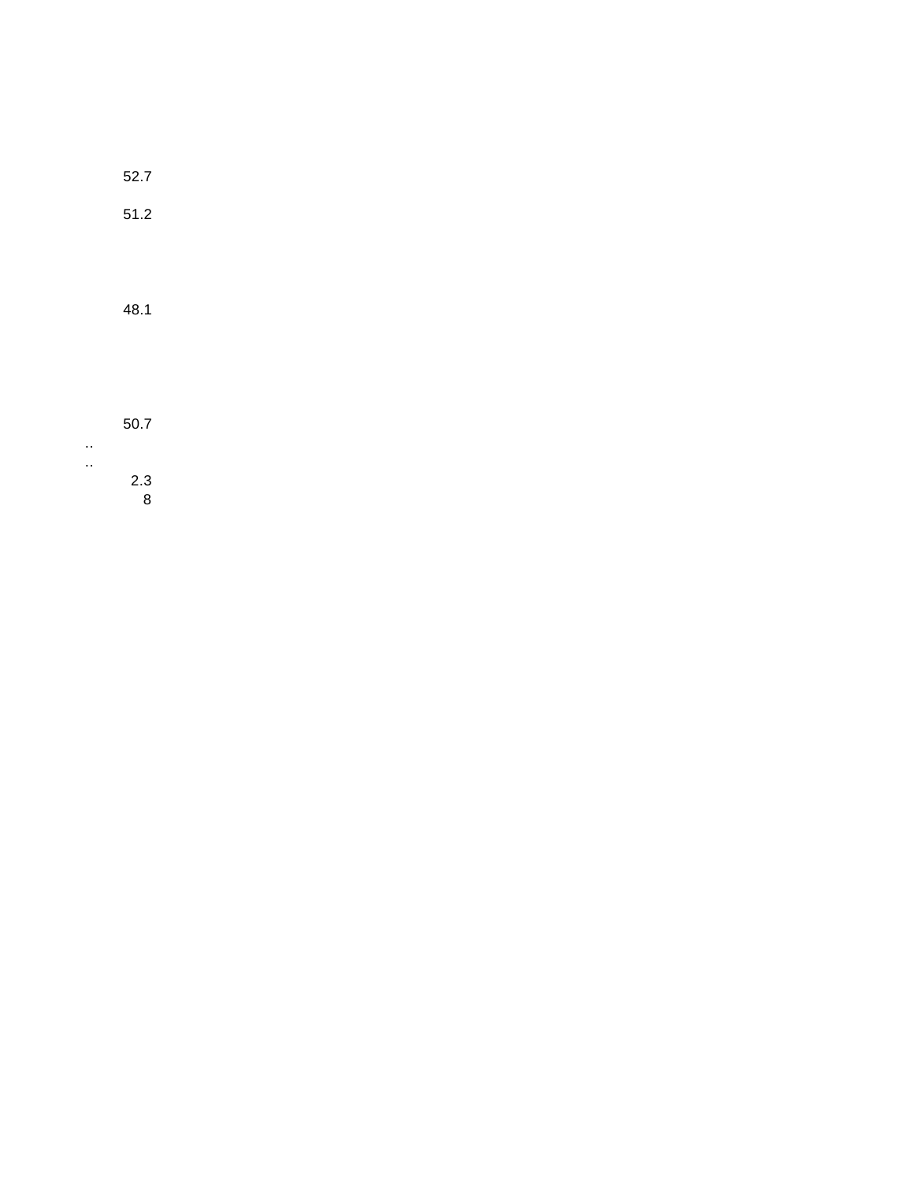52.7

51.2

48.1

50.7

..

..

2.3

8